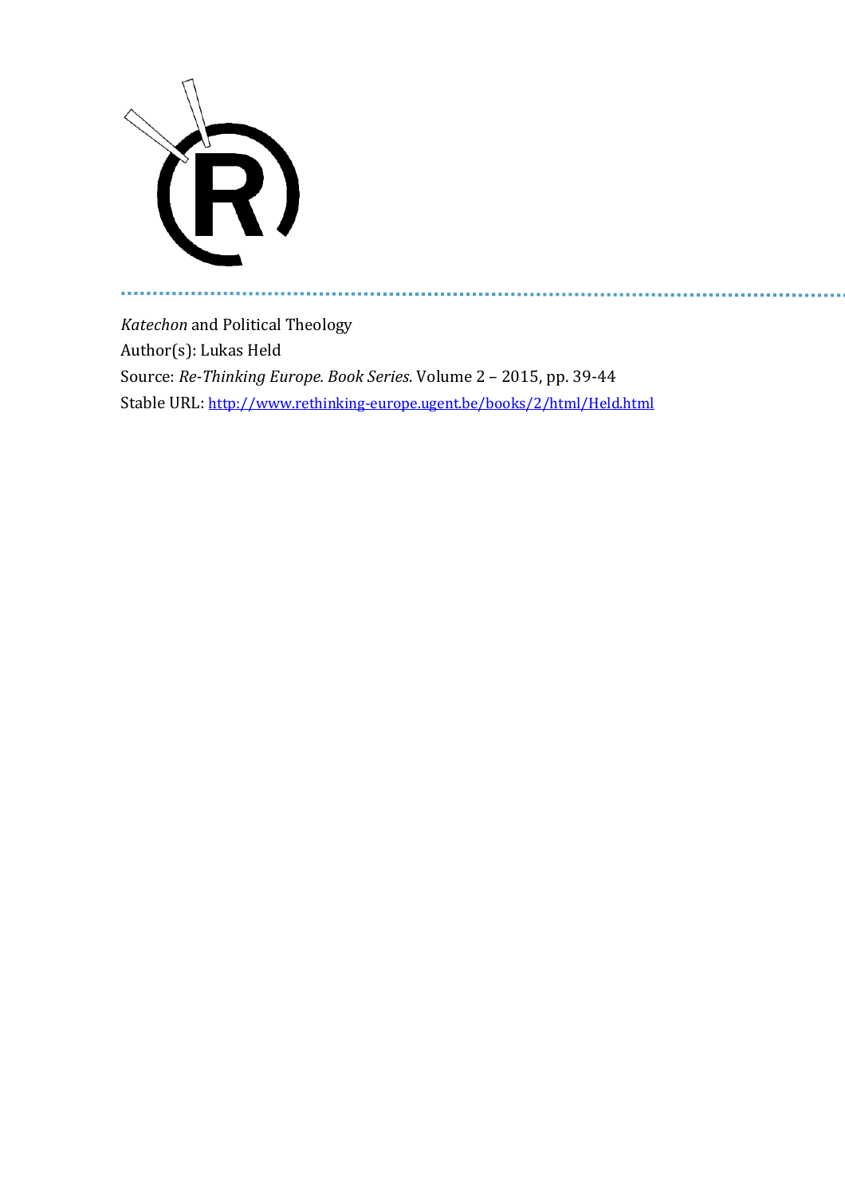*Katechon* and Political Theology
Author(s): Lukas Held
Source: *Re-Thinking Europe. Book Series*. Volume 2 – 2015, pp. 39-44
Stable URL: http://www.rethinking-europe.ugent.be/books/2/html/Held.html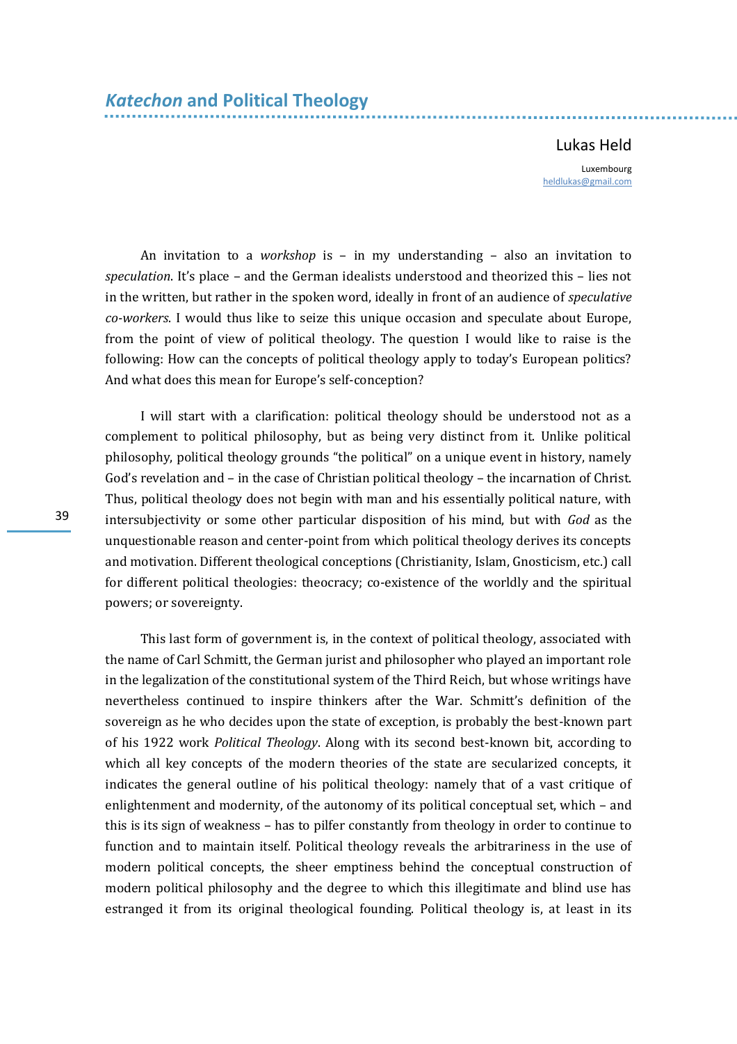## *Katechon* and Political Theology

Lukas Held

Luxembourg
heldlukas@gmail.com

An invitation to a *workshop* is – in my understanding – also an invitation to *speculation*. It's place – and the German idealists understood and theorized this – lies not in the written, but rather in the spoken word, ideally in front of an audience of *speculative co-workers*. I would thus like to seize this unique occasion and speculate about Europe, from the point of view of political theology. The question I would like to raise is the following: How can the concepts of political theology apply to today's European politics? And what does this mean for Europe's self-conception?

I will start with a clarification: political theology should be understood not as a complement to political philosophy, but as being very distinct from it. Unlike political philosophy, political theology grounds "the political" on a unique event in history, namely God's revelation and – in the case of Christian political theology – the incarnation of Christ. Thus, political theology does not begin with man and his essentially political nature, with intersubjectivity or some other particular disposition of his mind, but with *God* as the unquestionable reason and center-point from which political theology derives its concepts and motivation. Different theological conceptions (Christianity, Islam, Gnosticism, etc.) call for different political theologies: theocracy; co-existence of the worldly and the spiritual powers; or sovereignty.

This last form of government is, in the context of political theology, associated with the name of Carl Schmitt, the German jurist and philosopher who played an important role in the legalization of the constitutional system of the Third Reich, but whose writings have nevertheless continued to inspire thinkers after the War. Schmitt's definition of the sovereign as he who decides upon the state of exception, is probably the best-known part of his 1922 work *Political Theology*. Along with its second best-known bit, according to which all key concepts of the modern theories of the state are secularized concepts, it indicates the general outline of his political theology: namely that of a vast critique of enlightenment and modernity, of the autonomy of its political conceptual set, which – and this is its sign of weakness – has to pilfer constantly from theology in order to continue to function and to maintain itself. Political theology reveals the arbitrariness in the use of modern political concepts, the sheer emptiness behind the conceptual construction of modern political philosophy and the degree to which this illegitimate and blind use has estranged it from its original theological founding. Political theology is, at least in its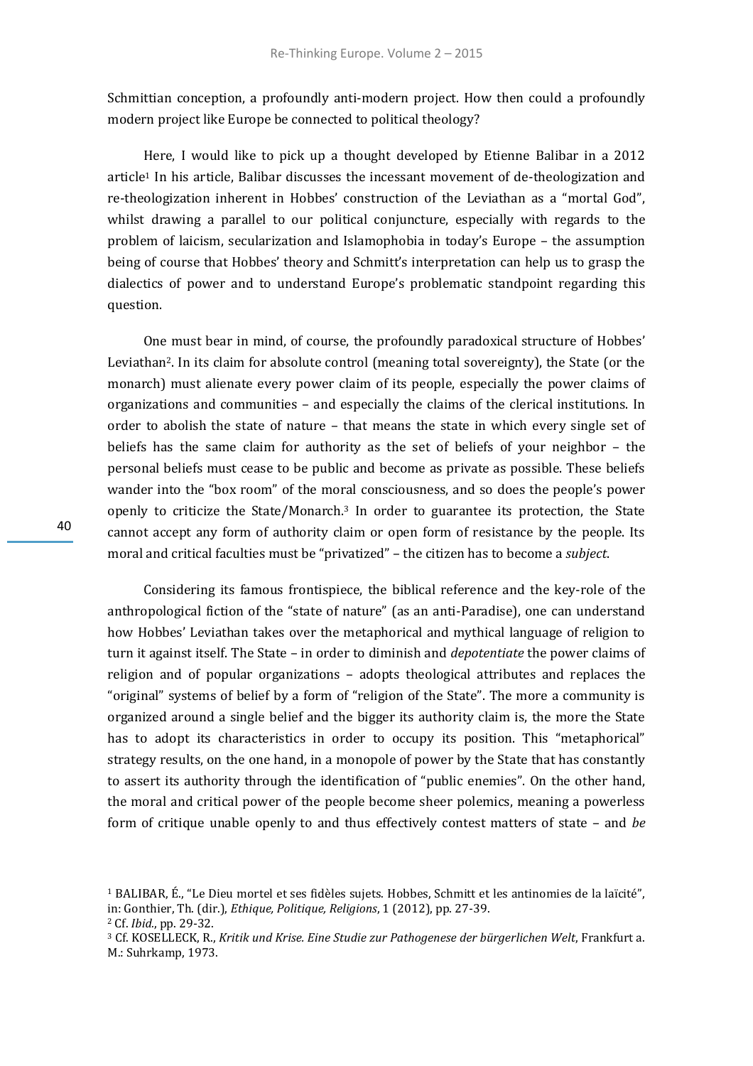Schmittian conception, a profoundly anti-modern project. How then could a profoundly modern project like Europe be connected to political theology?

Here, I would like to pick up a thought developed by Etienne Balibar in a 2012 article[1] In his article, Balibar discusses the incessant movement of de-theologization and re-theologization inherent in Hobbes' construction of the Leviathan as a "mortal God", whilst drawing a parallel to our political conjuncture, especially with regards to the problem of laicism, secularization and Islamophobia in today's Europe – the assumption being of course that Hobbes' theory and Schmitt's interpretation can help us to grasp the dialectics of power and to understand Europe's problematic standpoint regarding this question.

One must bear in mind, of course, the profoundly paradoxical structure of Hobbes' Leviathan[2]. In its claim for absolute control (meaning total sovereignty), the State (or the monarch) must alienate every power claim of its people, especially the power claims of organizations and communities – and especially the claims of the clerical institutions. In order to abolish the state of nature – that means the state in which every single set of beliefs has the same claim for authority as the set of beliefs of your neighbor – the personal beliefs must cease to be public and become as private as possible. These beliefs wander into the "box room" of the moral consciousness, and so does the people's power openly to criticize the State/Monarch.[3] In order to guarantee its protection, the State cannot accept any form of authority claim or open form of resistance by the people. Its moral and critical faculties must be "privatized" – the citizen has to become a *subject*.

Considering its famous frontispiece, the biblical reference and the key-role of the anthropological fiction of the "state of nature" (as an anti-Paradise), one can understand how Hobbes' Leviathan takes over the metaphorical and mythical language of religion to turn it against itself. The State – in order to diminish and *depotentiate* the power claims of religion and of popular organizations – adopts theological attributes and replaces the "original" systems of belief by a form of "religion of the State". The more a community is organized around a single belief and the bigger its authority claim is, the more the State has to adopt its characteristics in order to occupy its position. This "metaphorical" strategy results, on the one hand, in a monopole of power by the State that has constantly to assert its authority through the identification of "public enemies". On the other hand, the moral and critical power of the people become sheer polemics, meaning a powerless form of critique unable openly to and thus effectively contest matters of state – and *be*

[1] BALIBAR, É., "Le Dieu mortel et ses fidèles sujets. Hobbes, Schmitt et les antinomies de la laïcité", in: Gonthier, Th. (dir.), *Ethique, Politique, Religions*, 1 (2012), pp. 27-39.

[2] Cf. *Ibid*., pp. 29-32.

[3] Cf. KOSELLECK, R., *Kritik und Krise. Eine Studie zur Pathogenese der bürgerlichen Welt*, Frankfurt a. M.: Suhrkamp, 1973.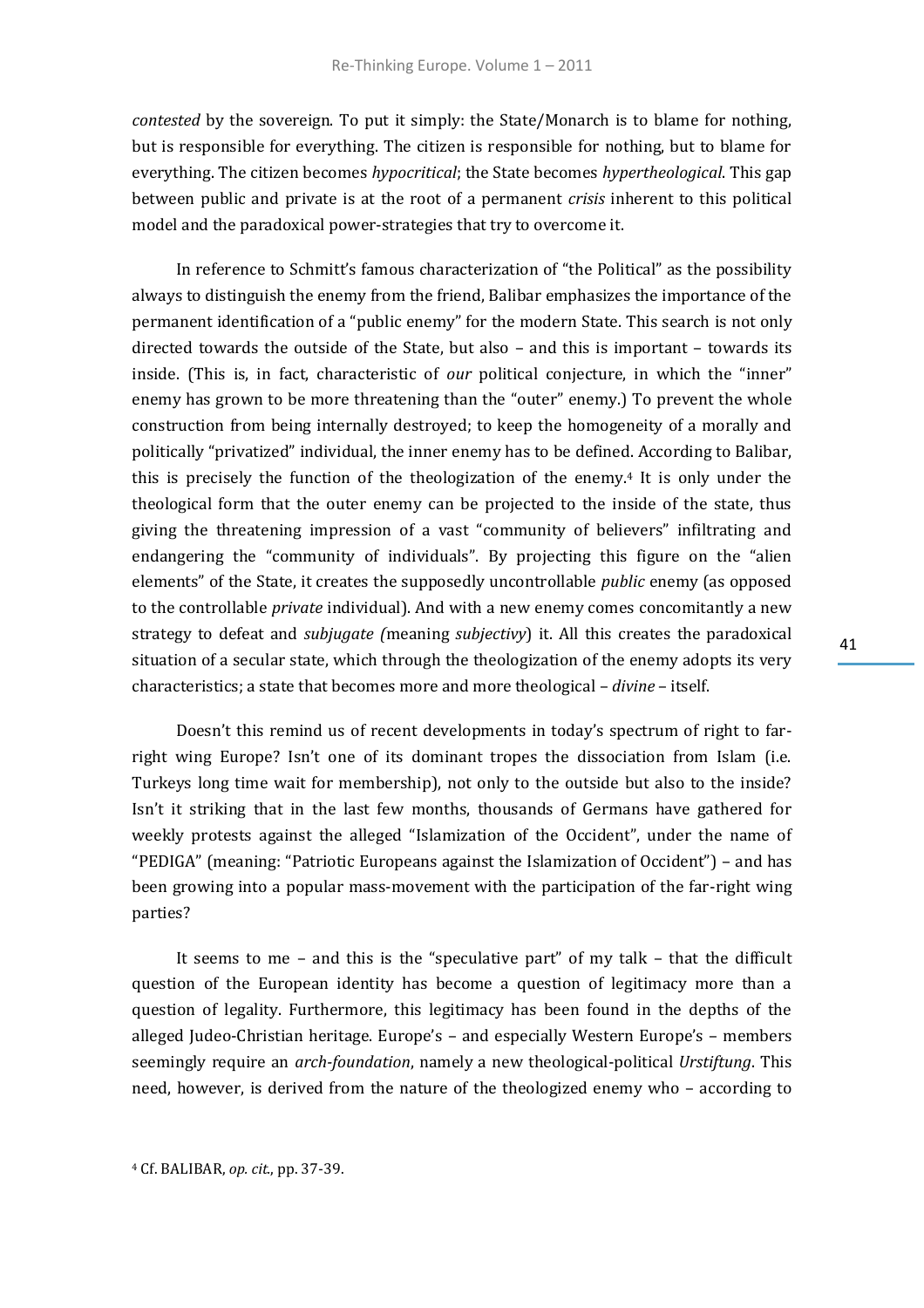*contested* by the sovereign. To put it simply: the State/Monarch is to blame for nothing, but is responsible for everything. The citizen is responsible for nothing, but to blame for everything. The citizen becomes *hypocritical*; the State becomes *hypertheological*. This gap between public and private is at the root of a permanent *crisis* inherent to this political model and the paradoxical power-strategies that try to overcome it.

In reference to Schmitt's famous characterization of "the Political" as the possibility always to distinguish the enemy from the friend, Balibar emphasizes the importance of the permanent identification of a "public enemy" for the modern State. This search is not only directed towards the outside of the State, but also – and this is important – towards its inside. (This is, in fact, characteristic of *our* political conjecture, in which the "inner" enemy has grown to be more threatening than the "outer" enemy.) To prevent the whole construction from being internally destroyed; to keep the homogeneity of a morally and politically "privatized" individual, the inner enemy has to be defined. According to Balibar, this is precisely the function of the theologization of the enemy.[4] It is only under the theological form that the outer enemy can be projected to the inside of the state, thus giving the threatening impression of a vast "community of believers" infiltrating and endangering the "community of individuals". By projecting this figure on the "alien elements" of the State, it creates the supposedly uncontrollable *public* enemy (as opposed to the controllable *private* individual). And with a new enemy comes concomitantly a new strategy to defeat and *subjugate (*meaning *subjectivy*) it. All this creates the paradoxical situation of a secular state, which through the theologization of the enemy adopts its very characteristics; a state that becomes more and more theological – *divine* – itself.

Doesn't this remind us of recent developments in today's spectrum of right to far-right wing Europe? Isn't one of its dominant tropes the dissociation from Islam (i.e. Turkeys long time wait for membership), not only to the outside but also to the inside? Isn't it striking that in the last few months, thousands of Germans have gathered for weekly protests against the alleged "Islamization of the Occident", under the name of "PEDIGA" (meaning: "Patriotic Europeans against the Islamization of Occident") – and has been growing into a popular mass-movement with the participation of the far-right wing parties?

It seems to me – and this is the "speculative part" of my talk – that the difficult question of the European identity has become a question of legitimacy more than a question of legality. Furthermore, this legitimacy has been found in the depths of the alleged Judeo-Christian heritage. Europe's – and especially Western Europe's – members seemingly require an *arch-foundation*, namely a new theological-political *Urstiftung*. This need, however, is derived from the nature of the theologized enemy who – according to

[4] Cf. BALIBAR, *op. cit.*, pp. 37-39.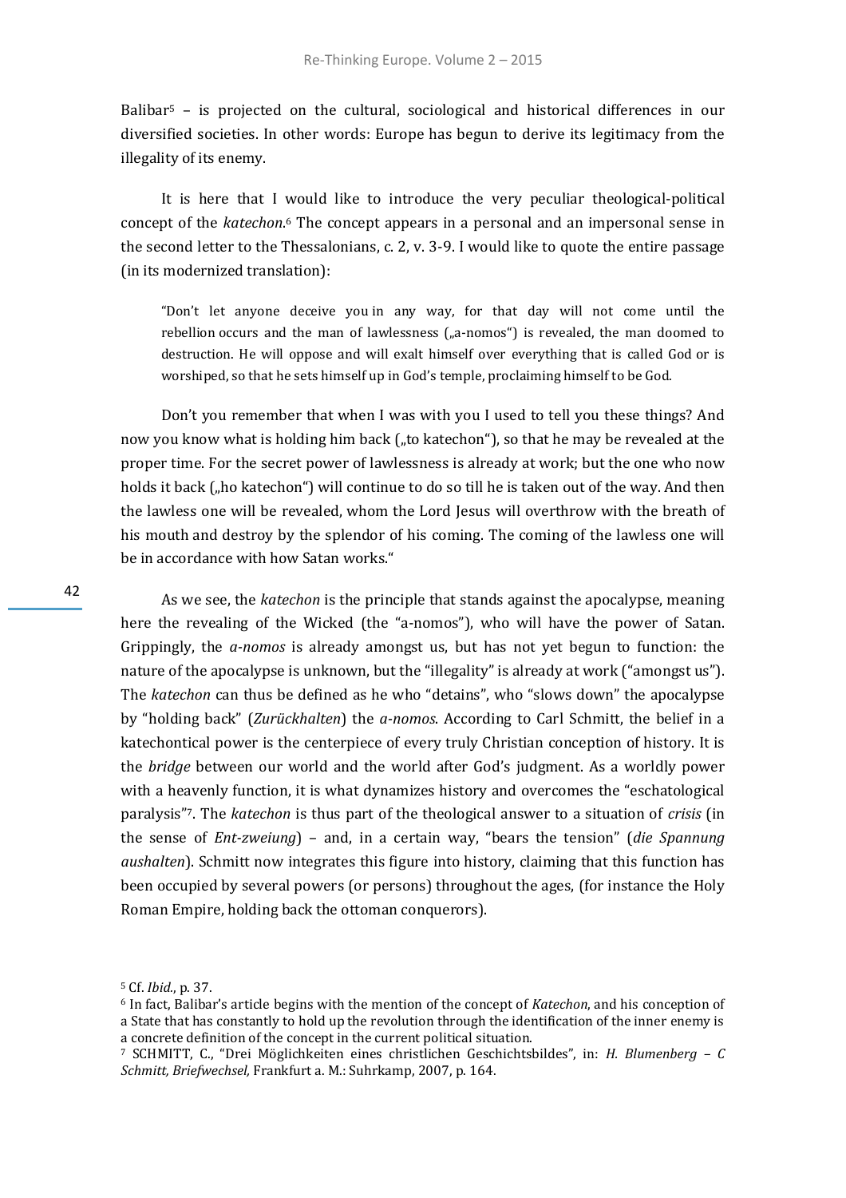Balibar[5] – is projected on the cultural, sociological and historical differences in our diversified societies. In other words: Europe has begun to derive its legitimacy from the illegality of its enemy.

It is here that I would like to introduce the very peculiar theological-political concept of the *katechon*.[6] The concept appears in a personal and an impersonal sense in the second letter to the Thessalonians, c. 2, v. 3-9. I would like to quote the entire passage (in its modernized translation):

> "Don't let anyone deceive you in any way, for that day will not come until the rebellion occurs and the man of lawlessness („a-nomos") is revealed, the man doomed to destruction. He will oppose and will exalt himself over everything that is called God or is worshiped, so that he sets himself up in God's temple, proclaiming himself to be God.

Don't you remember that when I was with you I used to tell you these things? And now you know what is holding him back („to katechon"), so that he may be revealed at the proper time. For the secret power of lawlessness is already at work; but the one who now holds it back („ho katechon") will continue to do so till he is taken out of the way. And then the lawless one will be revealed, whom the Lord Jesus will overthrow with the breath of his mouth and destroy by the splendor of his coming. The coming of the lawless one will be in accordance with how Satan works."

As we see, the *katechon* is the principle that stands against the apocalypse, meaning here the revealing of the Wicked (the "a-nomos"), who will have the power of Satan. Grippingly, the *a-nomos* is already amongst us, but has not yet begun to function: the nature of the apocalypse is unknown, but the "illegality" is already at work ("amongst us"). The *katechon* can thus be defined as he who "detains", who "slows down" the apocalypse by "holding back" (*Zurückhalten*) the *a-nomos*. According to Carl Schmitt, the belief in a katechontical power is the centerpiece of every truly Christian conception of history. It is the *bridge* between our world and the world after God's judgment. As a worldly power with a heavenly function, it is what dynamizes history and overcomes the "eschatological paralysis"[7]. The *katechon* is thus part of the theological answer to a situation of *crisis* (in the sense of *Ent-zweiung*) – and, in a certain way, "bears the tension" (*die Spannung aushalten*). Schmitt now integrates this figure into history, claiming that this function has been occupied by several powers (or persons) throughout the ages, (for instance the Holy Roman Empire, holding back the ottoman conquerors).

---

[5] Cf. *Ibid.*, p. 37.

[6] In fact, Balibar's article begins with the mention of the concept of *Katechon*, and his conception of a State that has constantly to hold up the revolution through the identification of the inner enemy is a concrete definition of the concept in the current political situation.

[7] SCHMITT, C., "Drei Möglichkeiten eines christlichen Geschichtsbildes", in: *H. Blumenberg – C Schmitt, Briefwechsel,* Frankfurt a. M.: Suhrkamp, 2007, p. 164.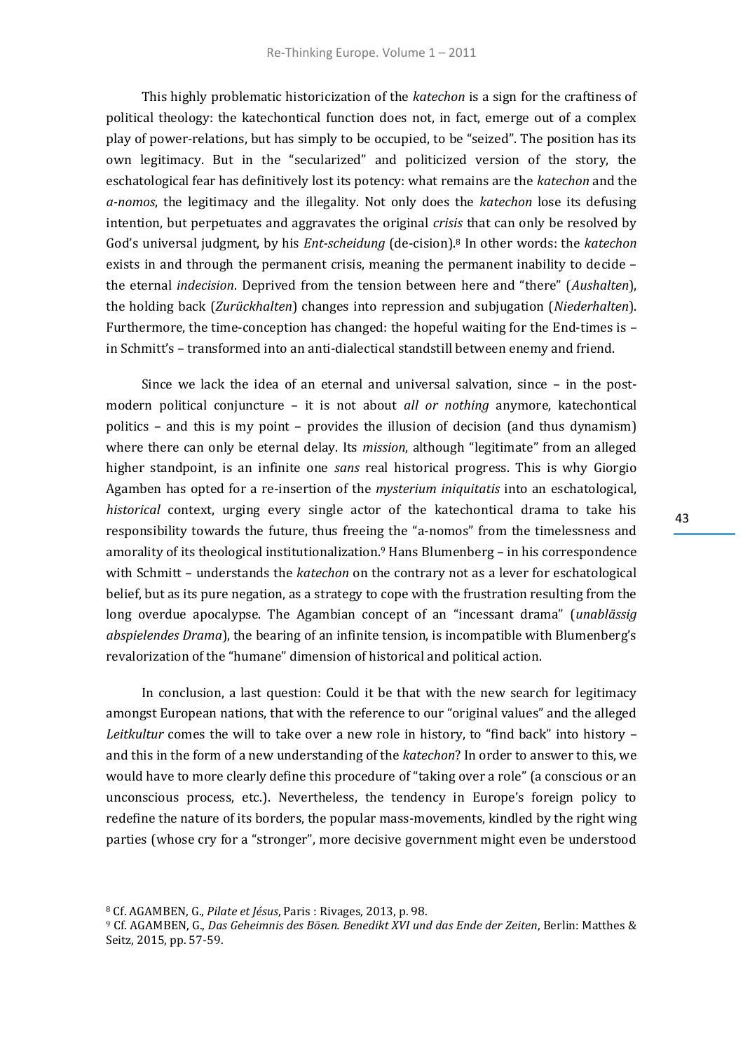This highly problematic historicization of the *katechon* is a sign for the craftiness of political theology: the katechontical function does not, in fact, emerge out of a complex play of power-relations, but has simply to be occupied, to be "seized". The position has its own legitimacy. But in the "secularized" and politicized version of the story, the eschatological fear has definitively lost its potency: what remains are the *katechon* and the *a-nomos*, the legitimacy and the illegality. Not only does the *katechon* lose its defusing intention, but perpetuates and aggravates the original *crisis* that can only be resolved by God's universal judgment, by his *Ent-scheidung* (de-cision).[8] In other words: the *katechon* exists in and through the permanent crisis, meaning the permanent inability to decide – the eternal *indecision*. Deprived from the tension between here and "there" (*Aushalten*), the holding back (*Zurückhalten*) changes into repression and subjugation (*Niederhalten*). Furthermore, the time-conception has changed: the hopeful waiting for the End-times is – in Schmitt's – transformed into an anti-dialectical standstill between enemy and friend.

Since we lack the idea of an eternal and universal salvation, since – in the post-modern political conjuncture – it is not about *all or nothing* anymore, katechontical politics – and this is my point – provides the illusion of decision (and thus dynamism) where there can only be eternal delay. Its *mission*, although "legitimate" from an alleged higher standpoint, is an infinite one *sans* real historical progress. This is why Giorgio Agamben has opted for a re-insertion of the *mysterium iniquitatis* into an eschatological, *historical* context, urging every single actor of the katechontical drama to take his responsibility towards the future, thus freeing the "a-nomos" from the timelessness and amorality of its theological institutionalization.[9] Hans Blumenberg – in his correspondence with Schmitt – understands the *katechon* on the contrary not as a lever for eschatological belief, but as its pure negation, as a strategy to cope with the frustration resulting from the long overdue apocalypse. The Agambian concept of an "incessant drama" (*unablässig abspielendes Drama*), the bearing of an infinite tension, is incompatible with Blumenberg's revalorization of the "humane" dimension of historical and political action.

In conclusion, a last question: Could it be that with the new search for legitimacy amongst European nations, that with the reference to our "original values" and the alleged *Leitkultur* comes the will to take over a new role in history, to "find back" into history – and this in the form of a new understanding of the *katechon*? In order to answer to this, we would have to more clearly define this procedure of "taking over a role" (a conscious or an unconscious process, etc.). Nevertheless, the tendency in Europe's foreign policy to redefine the nature of its borders, the popular mass-movements, kindled by the right wing parties (whose cry for a "stronger", more decisive government might even be understood

---

[8] Cf. AGAMBEN, G., *Pilate et Jésus*, Paris : Rivages, 2013, p. 98.

[9] Cf. AGAMBEN, G., *Das Geheimnis des Bösen. Benedikt XVI und das Ende der Zeiten*, Berlin: Matthes & Seitz, 2015, pp. 57-59.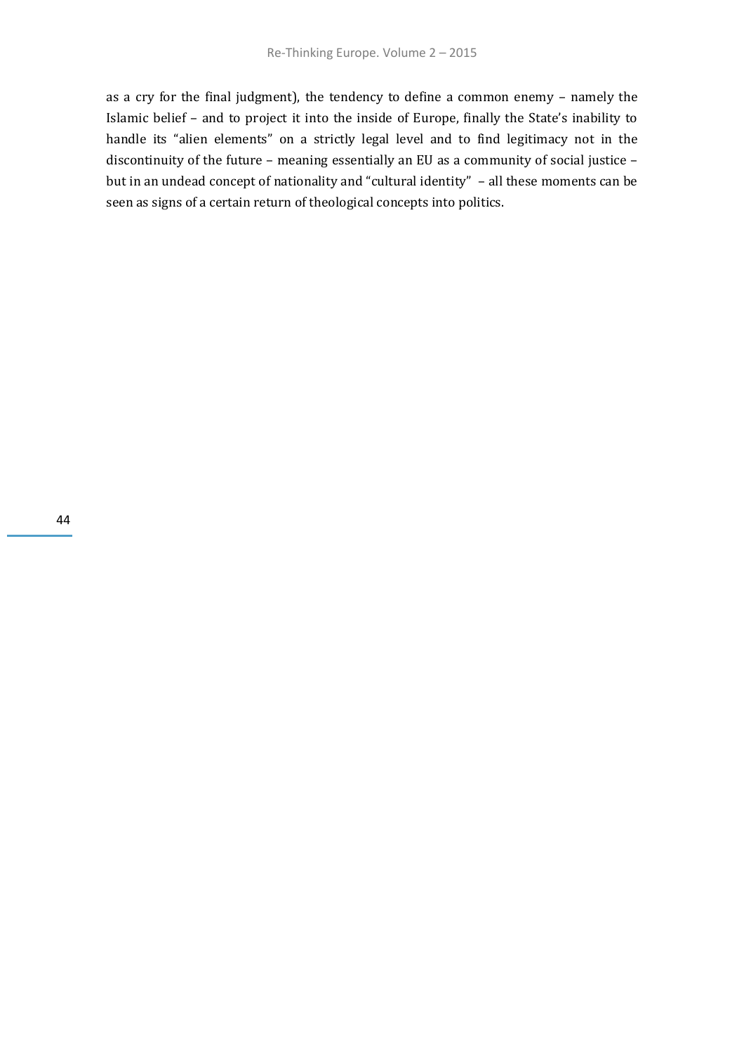as a cry for the final judgment), the tendency to define a common enemy – namely the Islamic belief – and to project it into the inside of Europe, finally the State's inability to handle its "alien elements" on a strictly legal level and to find legitimacy not in the discontinuity of the future – meaning essentially an EU as a community of social justice – but in an undead concept of nationality and "cultural identity" – all these moments can be seen as signs of a certain return of theological concepts into politics.